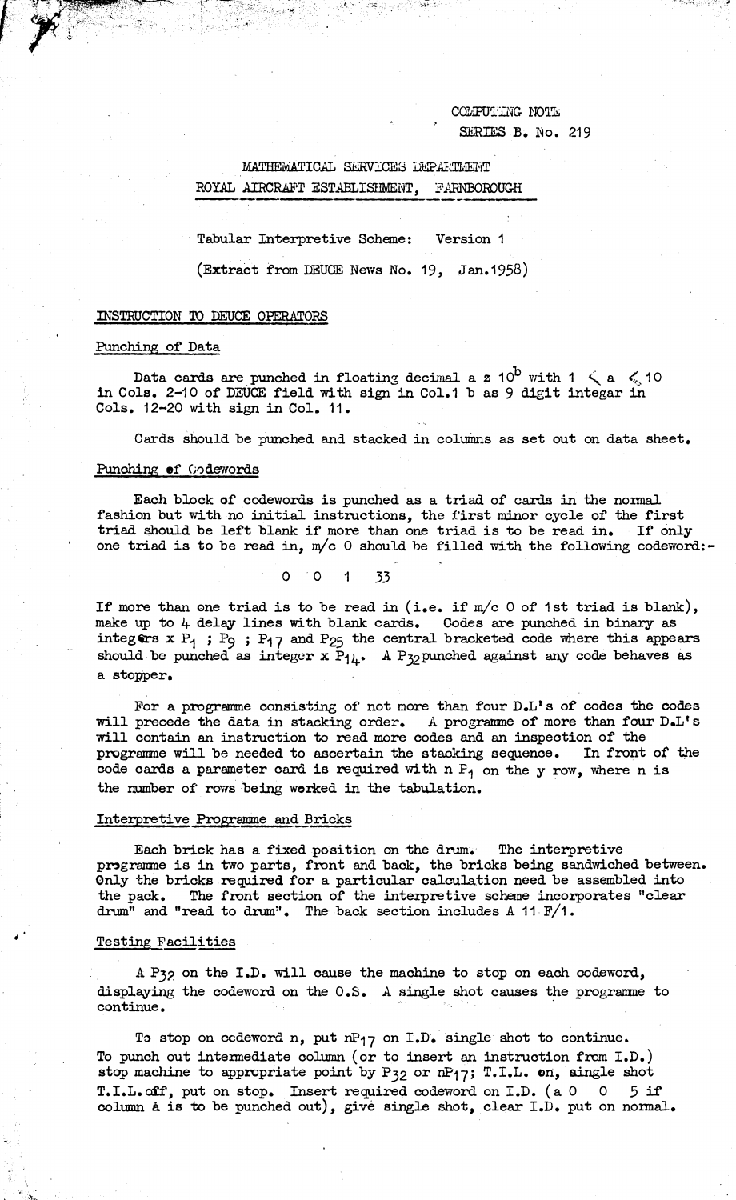COMPUTING NOTE
SERIES B. No. 219

MATHEMATICAL SERVICES DEPARTMENT
ROYAL AIRCRAFT ESTABLISHMENT, FARNBOROUGH

Tabular Interpretive Scheme: Version 1

(Extract from DEUCE News No. 19, Jan.1958)

## INSTRUCTION TO DEUCE OPERATORS

### Punching of Data

Data cards are punched in floating decimal a z $10^b$ with $1 \leqslant a \leqslant 10$ in Cols. 2-10 of DEUCE field with sign in Col.1 b as 9 digit integer in Cols. 12-20 with sign in Col. 11.

Cards should be punched and stacked in columns as set out on data sheet.

### Punching of Codewords

Each block of codewords is punched as a triad of cards in the normal fashion but with no initial instructions, the first minor cycle of the first triad should be left blank if more than one triad is to be read in. If only one triad is to be read in, m/c 0 should be filled with the following codeword:-

0 0 1 33

If more than one triad is to be read in (i.e. if m/c 0 of 1st triad is blank), make up to 4 delay lines with blank cards. Codes are punched in binary as integers x $P_1$ ; $P_9$ ; $P_{17}$ and $P_{25}$ the central bracketed code where this appears should be punched as integer x $P_{14}$. A $P_{32}$ punched against any code behaves as a stopper.

For a programme consisting of not more than four D.L's of codes the codes will precede the data in stacking order. A programme of more than four D.L's will contain an instruction to read more codes and an inspection of the programme will be needed to ascertain the stacking sequence. In front of the code cards a parameter card is required with n $P_1$ on the y row, where n is the number of rows being worked in the tabulation.

### Interpretive Programme and Bricks

Each brick has a fixed position on the drum. The interpretive programme is in two parts, front and back, the bricks being sandwiched between. Only the bricks required for a particular calculation need be assembled into the pack. The front section of the interpretive scheme incorporates "clear drum" and "read to drum". The back section includes A 11 F/1.

### Testing Facilities

A $P_{32}$ on the I.D. will cause the machine to stop on each codeword, displaying the codeword on the O.S. A single shot causes the programme to continue.

To stop on codeword n, put n$P_{17}$ on I.D. single shot to continue. To punch out intermediate column (or to insert an instruction from I.D.) stop machine to appropriate point by $P_{32}$ or n$P_{17}$; T.I.L. on, single shot T.I.L. off, put on stop. Insert required codeword on I.D. (a 0 0 5 if column A is to be punched out), give single shot, clear I.D. put on normal.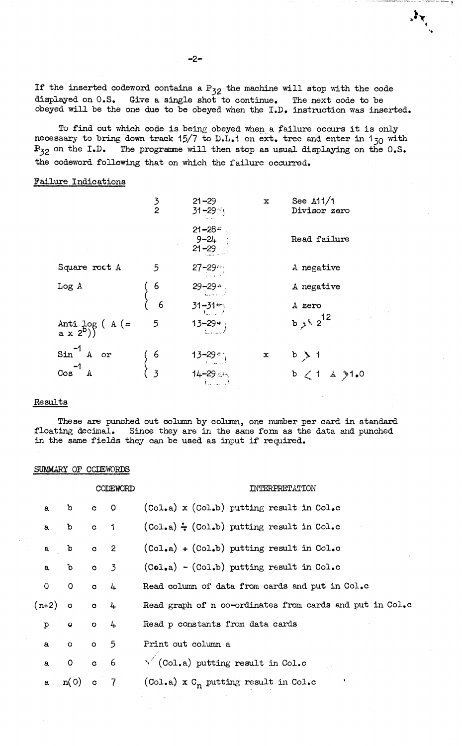If the inserted codeword contains a $P_{32}$ the machine will stop with the code displayed on O.S. Give a single shot to continue. The next code to be obeyed will be the one due to be obeyed when the I.D. instruction was inserted.

To find out which code is being obeyed when a failure occurs it is only necessary to bring down track 15/7 to D.L.1 on ext. tree and enter in $1_{30}$ with $P_{32}$ on the I.D. The programme will then stop as usual displaying on the O.S. the codeword following that on which the failure occurred.

## Failure Indications

| | | | | |
|---|---|---|---|---|
| | 3 | 21-29 | x | See A11/1 |
| | 2 | 31-29 | | Divisor zero |
| | | 21-28<br>9-24<br>21-29 | | Read failure |
| Square root A | 5 | 27-29 | | A negative |
| Log A | 6 | 29-29 | | A negative |
| | 6 | 31-31 | | A zero |
| Anti log ( A (= a x $2^b$)) | 5 | 13-29 | | $b > 2^{12}$ |
| $Sin^{-1}$ A or | 6 | 13-29 | x | $b > 1$ |
| $Cos^{-1}$ A | 3 | 14-29 | | $b < 1$ A $> 1.0$ |

## Results

These are punched out column by column, one number per card in standard floating decimal. Since they are in the same form as the data and punched in the same fields they can be used as input if required.

## SUMMARY OF CODEWORDS

| CODEWORD | | | | INTERPRETATION |
|---|---|---|---|---|
| a | b | c | 0 | (Col.a) x (Col.b) putting result in Col.c |
| a | b | c | 1 | (Col.a) ÷ (Col.b) putting result in Col.c |
| a | b | c | 2 | (Col.a) + (Col.b) putting result in Col.c |
| a | b | c | 3 | (Col.a) - (Col.b) putting result in Col.c |
| 0 | 0 | c | 4 | Read column of data from cards and put in Col.c |
| (n+2) | o | c | 4 | Read graph of n co-ordinates from cards and put in Col.c |
| p | o | o | 4 | Read p constants from data cards |
| a | o | o | 5 | Print out column a |
| a | 0 | c | 6 | $\sqrt{}$ (Col.a) putting result in Col.c |
| a | n(0) | c | 7 | (Col.a) x $C_n$ putting result in Col.c |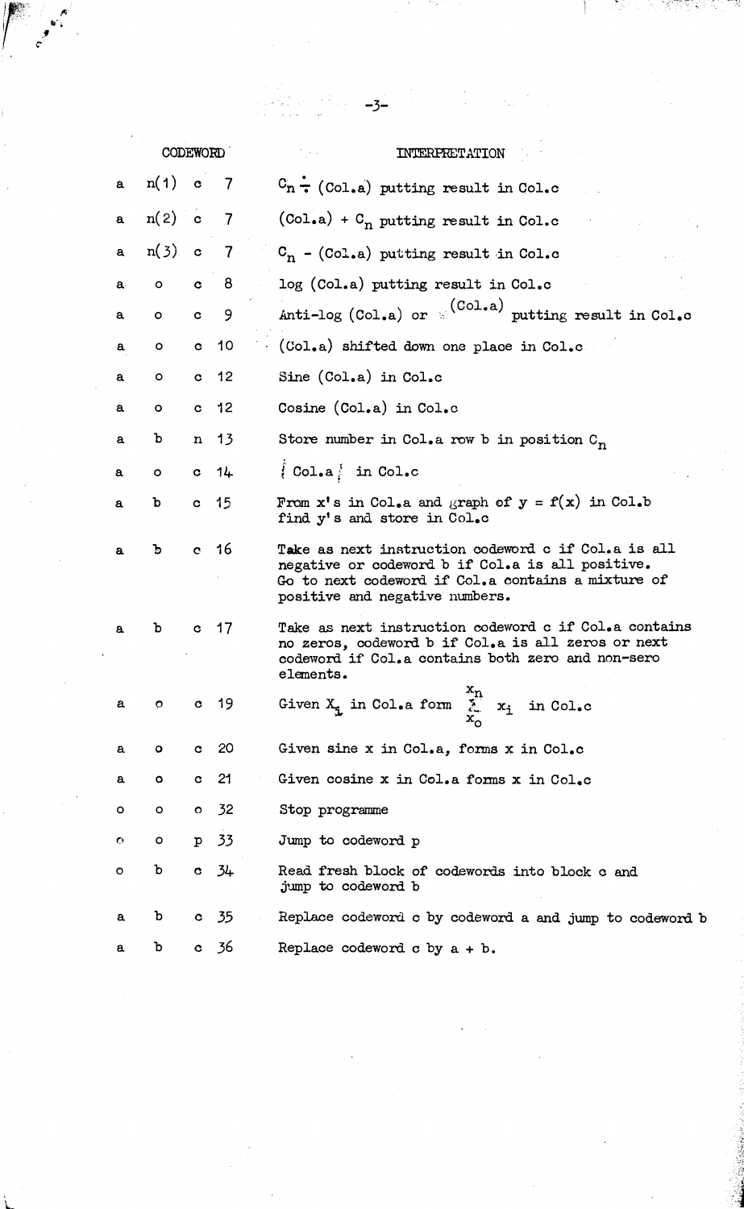| CODEWORD | | | | INTERPRETATION |
|---|---|---|---|---|
| a | n(1) | c | 7 | $C_n \div$ (Col.a) putting result in Col.c |
| a | n(2) | c | 7 | (Col.a) + $C_n$ putting result in Col.c |
| a | n(3) | c | 7 | $C_n$ - (Col.a) putting result in Col.c |
| a | o | c | 8 | log (Col.a) putting result in Col.c |
| a | o | c | 9 | Anti-log (Col.a) or $e^{(\text{Col.a})}$ putting result in Col.c |
| a | o | c | 10 | (Col.a) shifted down one place in Col.c |
| a | o | c | 12 | Sine (Col.a) in Col.c |
| a | o | c | 12 | Cosine (Col.a) in Col.c |
| a | b | n | 13 | Store number in Col.a row b in position $C_n$ |
| a | o | c | 14 | $\lvert$ Col.a $\rvert$ in Col.c |
| a | b | c | 15 | From x's in Col.a and graph of y = f(x) in Col.b find y's and store in Col.c |
| a | b | c | 16 | Take as next instruction codeword c if Col.a is all negative or codeword b if Col.a is all positive. Go to next codeword if Col.a contains a mixture of positive and negative numbers. |
| a | b | c | 17 | Take as next instruction codeword c if Col.a contains no zeros, codeword b if Col.a is all zeros or next codeword if Col.a contains both zero and non-sero elements. |
| a | o | c | 19 | Given $X_i$ in Col.a form $\sum_{x_o}^{x_n} x_i$ in Col.c |
| a | o | c | 20 | Given sine x in Col.a, forms x in Col.c |
| a | o | c | 21 | Given cosine x in Col.a forms x in Col.c |
| o | o | o | 32 | Stop programme |
| o | o | p | 33 | Jump to codeword p |
| o | b | c | 34 | Read fresh block of codewords into block c and jump to codeword b |
| a | b | c | 35 | Replace codeword c by codeword a and jump to codeword b |
| a | b | c | 36 | Replace codeword c by a + b. |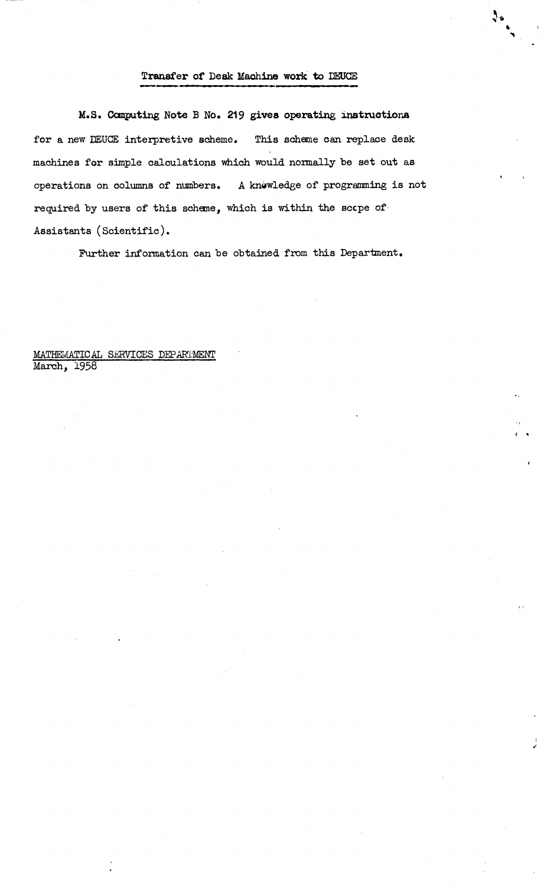## Transfer of Desk Machine work to DEUCE

**M.S. Computing Note B No. 219 gives operating instructions** for a new DEUCE interpretive scheme. This scheme can replace desk machines for simple calculations which would normally be set out as operations on columns of numbers. A knowledge of programming is not required by users of this scheme, which is within the scope of Assistants (Scientific).

Further information can be obtained from this Department.

MATHEMATICAL SERVICES DEPARTMENT
March, 1958